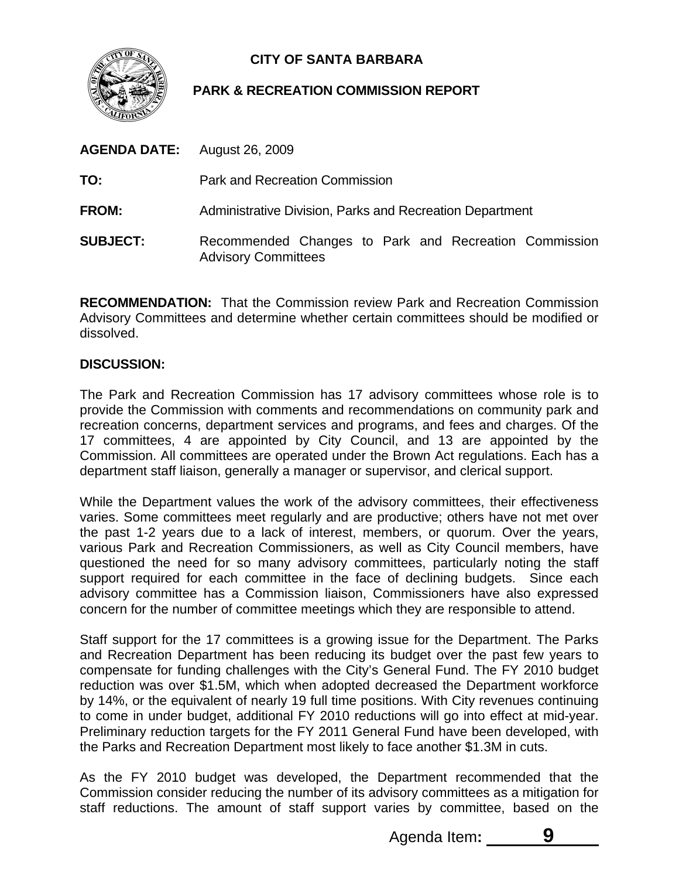# CITY OF SANTA BARBARA

## PARK & RECREATION COMMISSION REPORT

**AGENDA DATE:** August 26, 2009

**TO:** Park and Recreation Commission

**FROM:** Administrative Division, Parks and Recreation Department

**SUBJECT:** Recommended Changes to Park and Recreation Commission Advisory Committees

**RECOMMENDATION:** That the Commission review Park and Recreation Commission Advisory Committees and determine whether certain committees should be modified or dissolved.

**DISCUSSION:**

The Park and Recreation Commission has 17 advisory committees whose role is to provide the Commission with comments and recommendations on community park and recreation concerns, department services and programs, and fees and charges. Of the 17 committees, 4 are appointed by City Council, and 13 are appointed by the Commission. All committees are operated under the Brown Act regulations. Each has a department staff liaison, generally a manager or supervisor, and clerical support.

While the Department values the work of the advisory committees, their effectiveness varies. Some committees meet regularly and are productive; others have not met over the past 1-2 years due to a lack of interest, members, or quorum. Over the years, various Park and Recreation Commissioners, as well as City Council members, have questioned the need for so many advisory committees, particularly noting the staff support required for each committee in the face of declining budgets. Since each advisory committee has a Commission liaison, Commissioners have also expressed concern for the number of committee meetings which they are responsible to attend.

Staff support for the 17 committees is a growing issue for the Department. The Parks and Recreation Department has been reducing its budget over the past few years to compensate for funding challenges with the City's General Fund. The FY 2010 budget reduction was over $1.5M, which when adopted decreased the Department workforce by 14%, or the equivalent of nearly 19 full time positions. With City revenues continuing to come in under budget, additional FY 2010 reductions will go into effect at mid-year. Preliminary reduction targets for the FY 2011 General Fund have been developed, with the Parks and Recreation Department most likely to face another $1.3M in cuts.

As the FY 2010 budget was developed, the Department recommended that the Commission consider reducing the number of its advisory committees as a mitigation for staff reductions. The amount of staff support varies by committee, based on the

Agenda Item: 9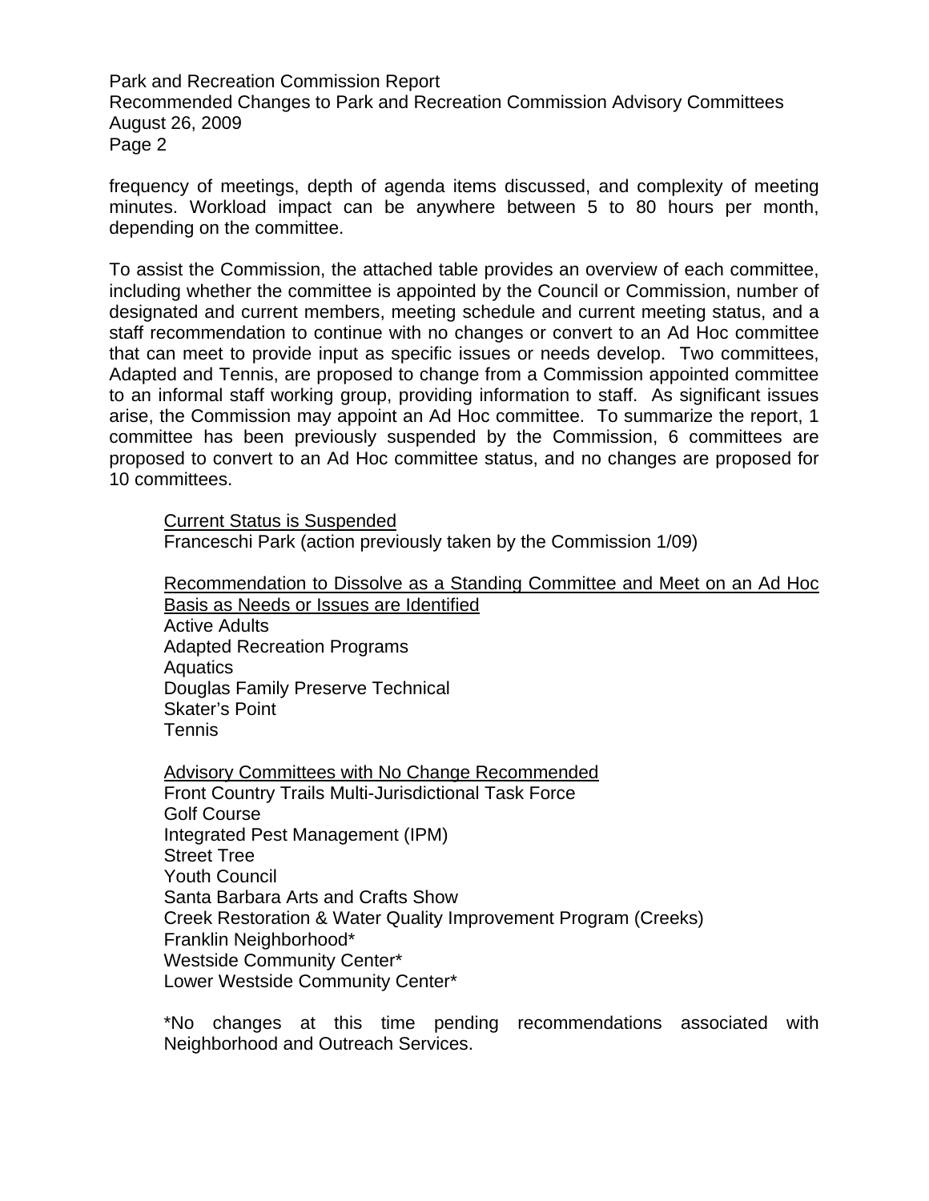frequency of meetings, depth of agenda items discussed, and complexity of meeting minutes. Workload impact can be anywhere between 5 to 80 hours per month, depending on the committee.

To assist the Commission, the attached table provides an overview of each committee, including whether the committee is appointed by the Council or Commission, number of designated and current members, meeting schedule and current meeting status, and a staff recommendation to continue with no changes or convert to an Ad Hoc committee that can meet to provide input as specific issues or needs develop. Two committees, Adapted and Tennis, are proposed to change from a Commission appointed committee to an informal staff working group, providing information to staff. As significant issues arise, the Commission may appoint an Ad Hoc committee. To summarize the report, 1 committee has been previously suspended by the Commission, 6 committees are proposed to convert to an Ad Hoc committee status, and no changes are proposed for 10 committees.

<u>Current Status is Suspended</u>
Franceschi Park (action previously taken by the Commission 1/09)

<u>Recommendation to Dissolve as a Standing Committee and Meet on an Ad Hoc Basis as Needs or Issues are Identified</u>
Active Adults
Adapted Recreation Programs
Aquatics
Douglas Family Preserve Technical
Skater's Point
Tennis

<u>Advisory Committees with No Change Recommended</u>
Front Country Trails Multi-Jurisdictional Task Force
Golf Course
Integrated Pest Management (IPM)
Street Tree
Youth Council
Santa Barbara Arts and Crafts Show
Creek Restoration & Water Quality Improvement Program (Creeks)
Franklin Neighborhood*
Westside Community Center*
Lower Westside Community Center*

*No changes at this time pending recommendations associated with Neighborhood and Outreach Services.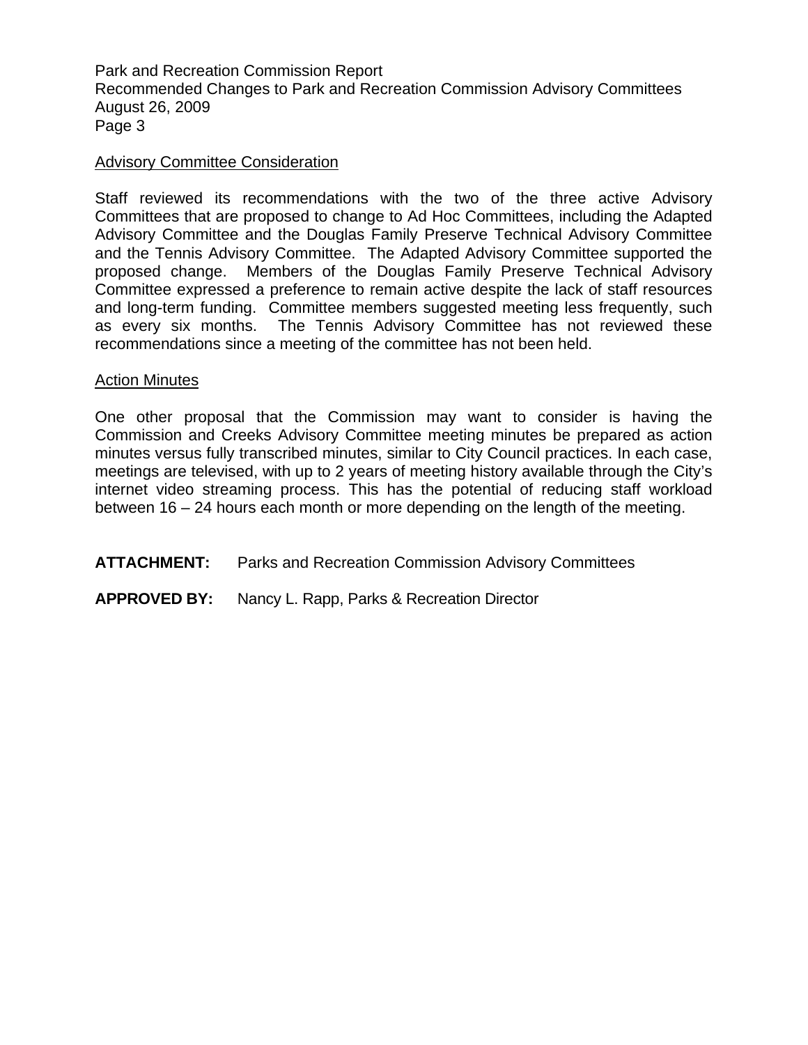Advisory Committee Consideration

Staff reviewed its recommendations with the two of the three active Advisory Committees that are proposed to change to Ad Hoc Committees, including the Adapted Advisory Committee and the Douglas Family Preserve Technical Advisory Committee and the Tennis Advisory Committee. The Adapted Advisory Committee supported the proposed change. Members of the Douglas Family Preserve Technical Advisory Committee expressed a preference to remain active despite the lack of staff resources and long-term funding. Committee members suggested meeting less frequently, such as every six months. The Tennis Advisory Committee has not reviewed these recommendations since a meeting of the committee has not been held.

Action Minutes

One other proposal that the Commission may want to consider is having the Commission and Creeks Advisory Committee meeting minutes be prepared as action minutes versus fully transcribed minutes, similar to City Council practices. In each case, meetings are televised, with up to 2 years of meeting history available through the City's internet video streaming process. This has the potential of reducing staff workload between 16 – 24 hours each month or more depending on the length of the meeting.

**ATTACHMENT:** Parks and Recreation Commission Advisory Committees

**APPROVED BY:** Nancy L. Rapp, Parks & Recreation Director